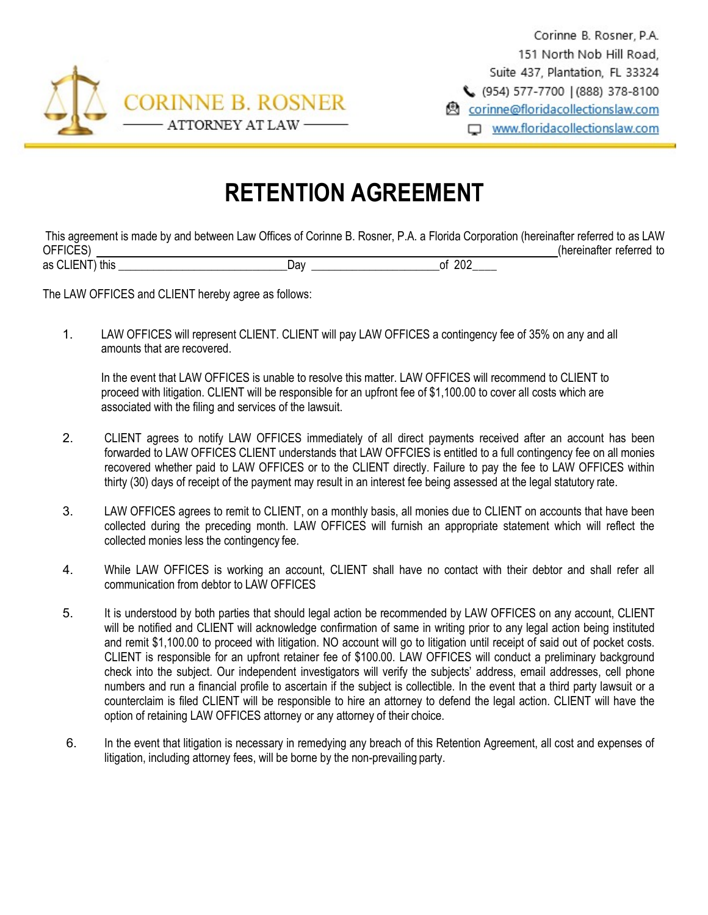CORINNE B. ROSNER
ATTORNEY AT LAW

Corinne B. Rosner, P.A.
151 North Nob Hill Road,
Suite 437, Plantation, FL 33324
(954) 577-7700 | (888) 378-8100
corinne@floridacollectionslaw.com
www.floridacollectionslaw.com

# RETENTION AGREEMENT

This agreement is made by and between Law Offices of Corinne B. Rosner, P.A. a Florida Corporation (hereinafter referred to as LAW OFFICES) ______________________________________________ (hereinafter referred to as CLIENT) this ___________________________Day ____________________of 202____

The LAW OFFICES and CLIENT hereby agree as follows:

1. LAW OFFICES will represent CLIENT. CLIENT will pay LAW OFFICES a contingency fee of 35% on any and all amounts that are recovered.

   In the event that LAW OFFICES is unable to resolve this matter. LAW OFFICES will recommend to CLIENT to proceed with litigation. CLIENT will be responsible for an upfront fee of $1,100.00 to cover all costs which are associated with the filing and services of the lawsuit.

2. CLIENT agrees to notify LAW OFFICES immediately of all direct payments received after an account has been forwarded to LAW OFFICES CLIENT understands that LAW OFFCIES is entitled to a full contingency fee on all monies recovered whether paid to LAW OFFICES or to the CLIENT directly. Failure to pay the fee to LAW OFFICES within thirty (30) days of receipt of the payment may result in an interest fee being assessed at the legal statutory rate.

3. LAW OFFICES agrees to remit to CLIENT, on a monthly basis, all monies due to CLIENT on accounts that have been collected during the preceding month. LAW OFFICES will furnish an appropriate statement which will reflect the collected monies less the contingency fee.

4. While LAW OFFICES is working an account, CLIENT shall have no contact with their debtor and shall refer all communication from debtor to LAW OFFICES

5. It is understood by both parties that should legal action be recommended by LAW OFFICES on any account, CLIENT will be notified and CLIENT will acknowledge confirmation of same in writing prior to any legal action being instituted and remit $1,100.00 to proceed with litigation. NO account will go to litigation until receipt of said out of pocket costs. CLIENT is responsible for an upfront retainer fee of $100.00. LAW OFFICES will conduct a preliminary background check into the subject. Our independent investigators will verify the subjects' address, email addresses, cell phone numbers and run a financial profile to ascertain if the subject is collectible. In the event that a third party lawsuit or a counterclaim is filed CLIENT will be responsible to hire an attorney to defend the legal action. CLIENT will have the option of retaining LAW OFFICES attorney or any attorney of their choice.

6. In the event that litigation is necessary in remedying any breach of this Retention Agreement, all cost and expenses of litigation, including attorney fees, will be borne by the non-prevailing party.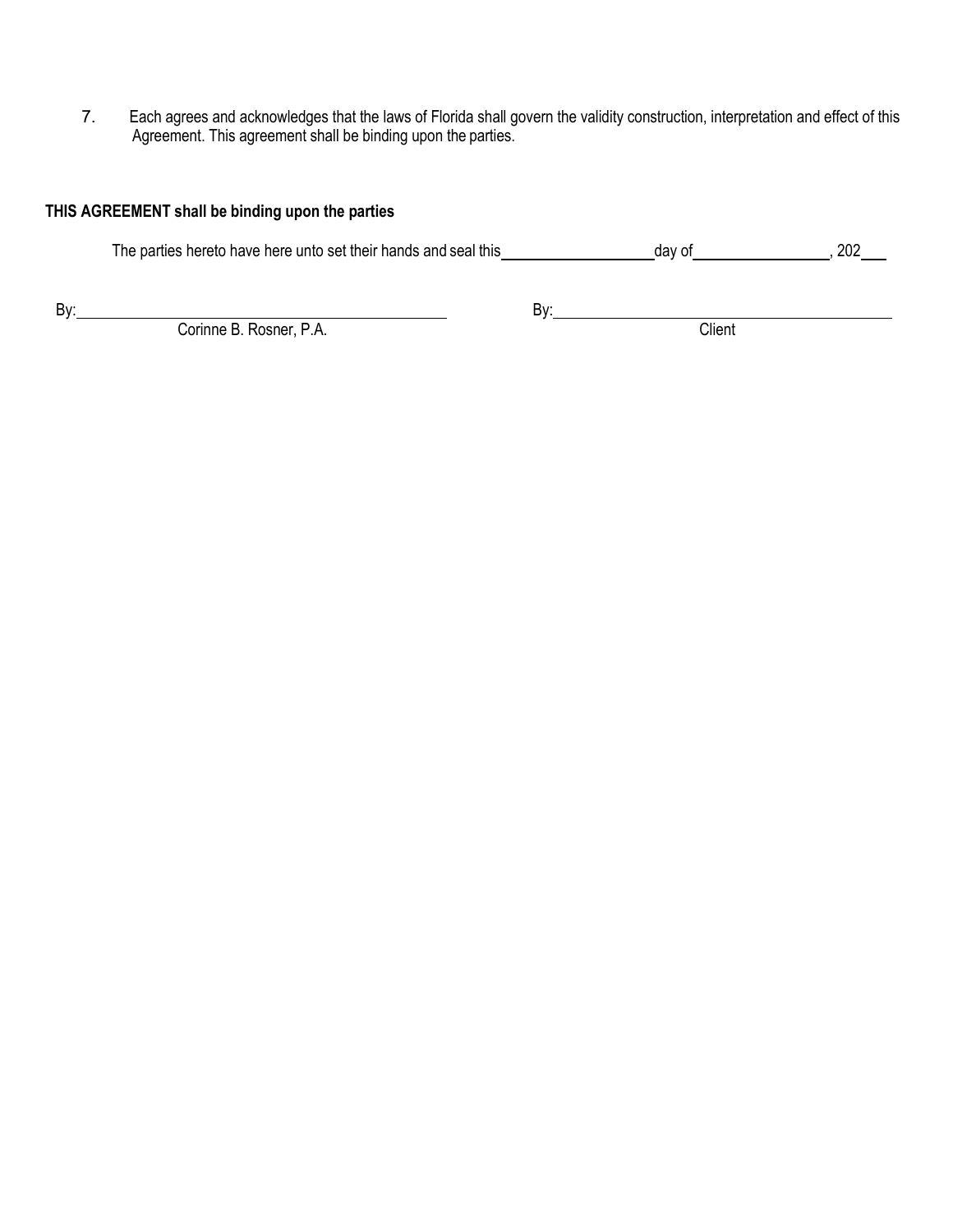7. Each agrees and acknowledges that the laws of Florida shall govern the validity construction, interpretation and effect of this Agreement. This agreement shall be binding upon the parties.

**THIS AGREEMENT shall be binding upon the parties**

The parties hereto have here unto set their hands and seal this ____________________ day of __________________, 202___

By: ________________________________________
Corinne B. Rosner, P.A.

By: ________________________________________
Client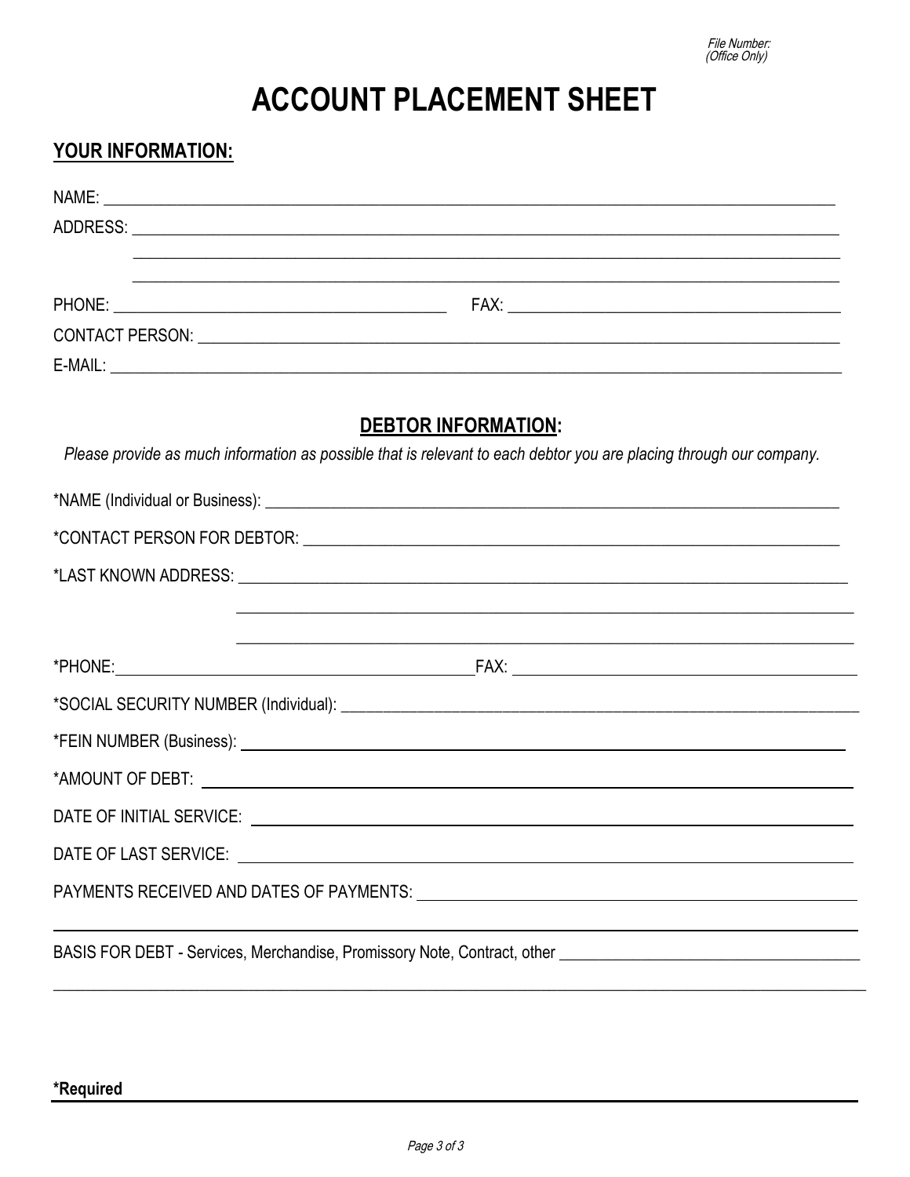File Number:
(Office Only)

# ACCOUNT PLACEMENT SHEET

## YOUR INFORMATION:

NAME: ______________________________

ADDRESS: ______________________________

______________________________

______________________________

PHONE: ______________________ FAX: ______________________

CONTACT PERSON: ______________________________

E-MAIL: ______________________________

## DEBTOR INFORMATION:

*Please provide as much information as possible that is relevant to each debtor you are placing through our company.*

*NAME (Individual or Business): ______________________________

*CONTACT PERSON FOR DEBTOR: ______________________________

*LAST KNOWN ADDRESS: ______________________________

______________________________

______________________________

*PHONE: ______________________ FAX: ______________________

*SOCIAL SECURITY NUMBER (Individual): ______________________________

*FEIN NUMBER (Business): ______________________________

*AMOUNT OF DEBT: ______________________________

DATE OF INITIAL SERVICE: ______________________________

DATE OF LAST SERVICE: ______________________________

PAYMENTS RECEIVED AND DATES OF PAYMENTS: ______________________________

______________________________

BASIS FOR DEBT - Services, Merchandise, Promissory Note, Contract, other ______________________________

______________________________

**\*Required**